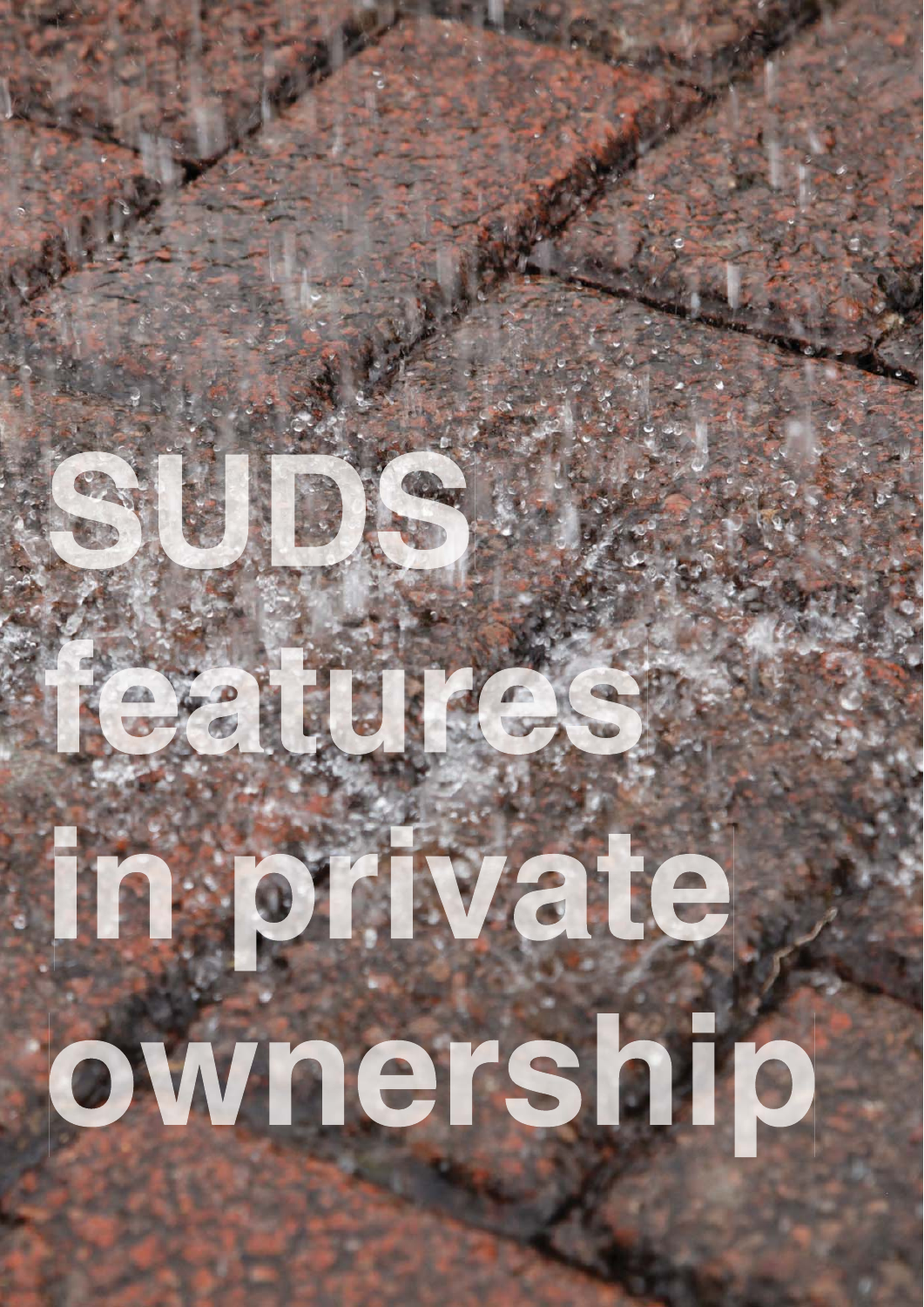# SUDS features in private ownership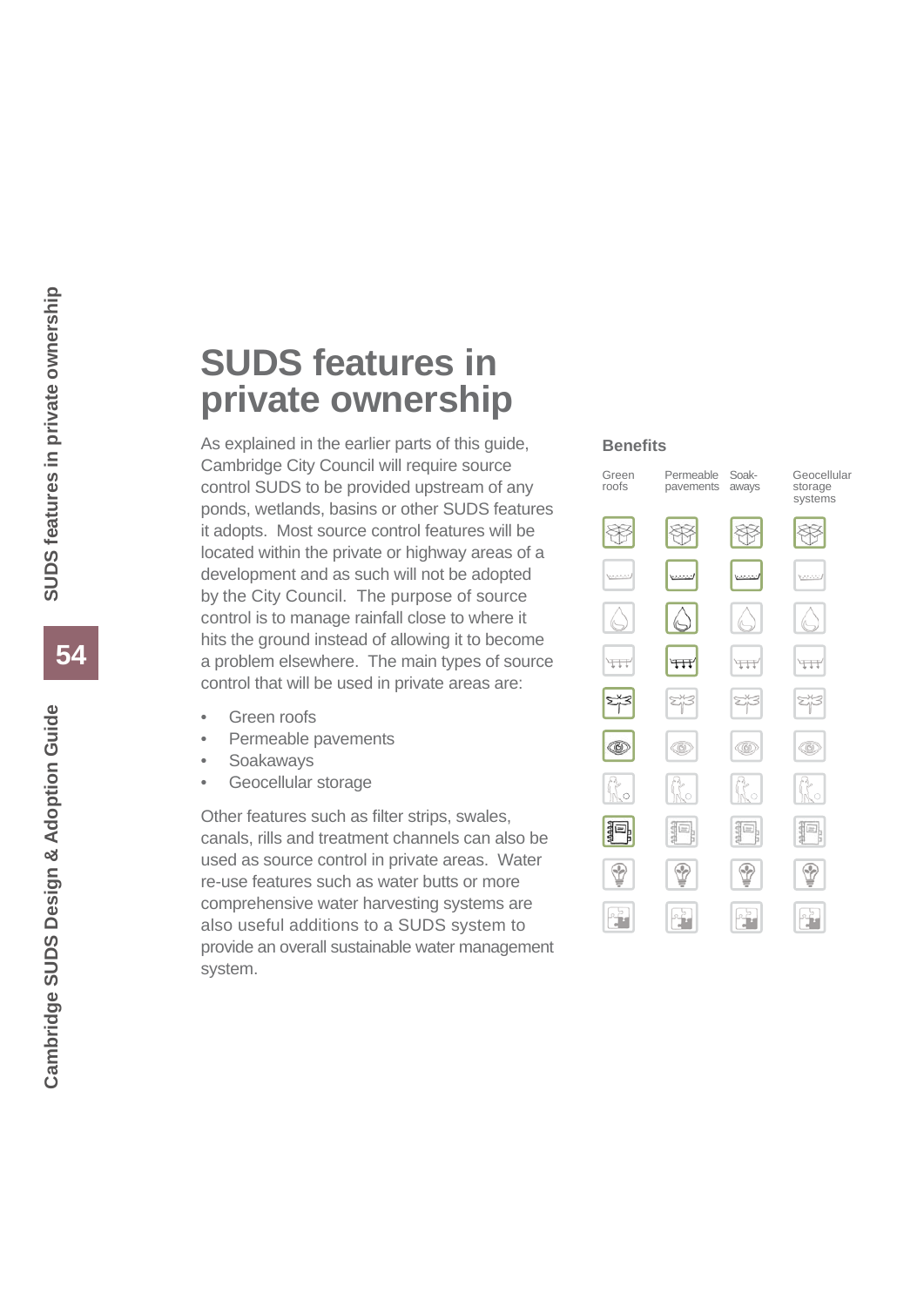# SUDS features in private ownership

As explained in the earlier parts of this guide, Cambridge City Council will require source control SUDS to be provided upstream of any ponds, wetlands, basins or other SUDS features it adopts. Most source control features will be located within the private or highway areas of a development and as such will not be adopted by the City Council. The purpose of source control is to manage rainfall close to where it hits the ground instead of allowing it to become a problem elsewhere. The main types of source control that will be used in private areas are:

- Green roofs
- Permeable pavements
- Soakaways
- Geocellular storage

Other features such as filter strips, swales, canals, rills and treatment channels can also be used as source control in private areas. Water re-use features such as water butts or more comprehensive water harvesting systems are also useful additions to a SUDS system to provide an overall sustainable water management system.

**Benefits**

Green roofs | Permeable pavements | Soak-aways | Geocellular storage systems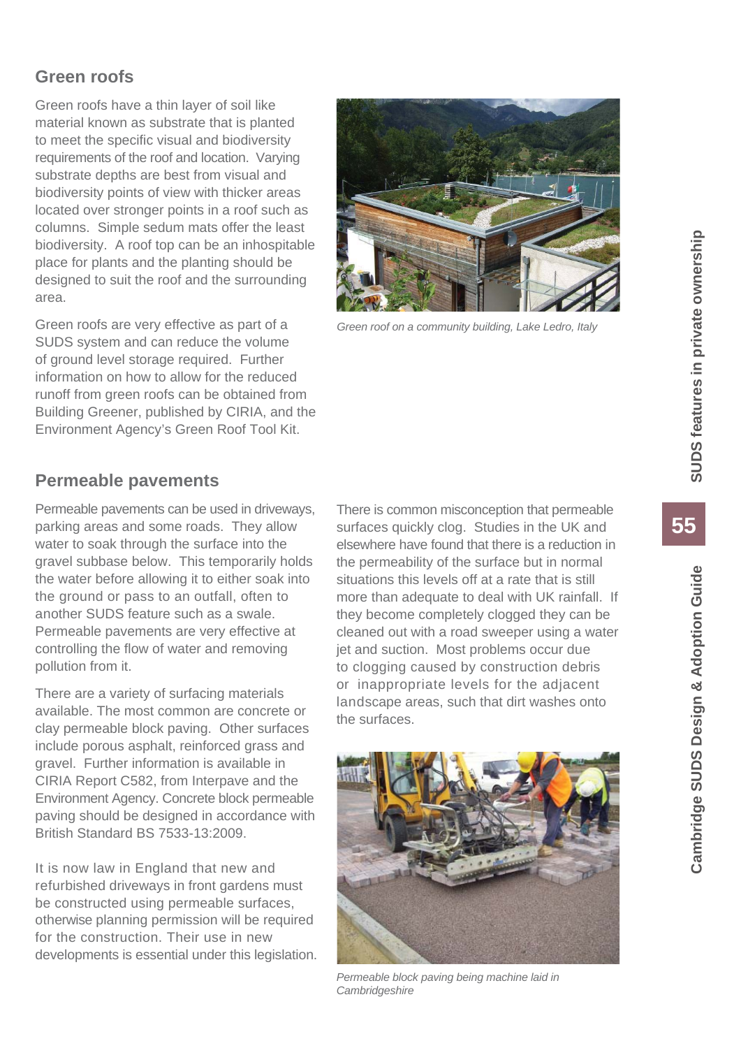## Green roofs

Green roofs have a thin layer of soil like material known as substrate that is planted to meet the specific visual and biodiversity requirements of the roof and location. Varying substrate depths are best from visual and biodiversity points of view with thicker areas located over stronger points in a roof such as columns. Simple sedum mats offer the least biodiversity. A roof top can be an inhospitable place for plants and the planting should be designed to suit the roof and the surrounding area.

Green roofs are very effective as part of a SUDS system and can reduce the volume of ground level storage required. Further information on how to allow for the reduced runoff from green roofs can be obtained from Building Greener, published by CIRIA, and the Environment Agency's Green Roof Tool Kit.

*Green roof on a community building, Lake Ledro, Italy*

## Permeable pavements

Permeable pavements can be used in driveways, parking areas and some roads. They allow water to soak through the surface into the gravel subbase below. This temporarily holds the water before allowing it to either soak into the ground or pass to an outfall, often to another SUDS feature such as a swale. Permeable pavements are very effective at controlling the flow of water and removing pollution from it.

There are a variety of surfacing materials available. The most common are concrete or clay permeable block paving. Other surfaces include porous asphalt, reinforced grass and gravel. Further information is available in CIRIA Report C582, from Interpave and the Environment Agency. Concrete block permeable paving should be designed in accordance with British Standard BS 7533-13:2009.

It is now law in England that new and refurbished driveways in front gardens must be constructed using permeable surfaces, otherwise planning permission will be required for the construction. Their use in new developments is essential under this legislation.

There is common misconception that permeable surfaces quickly clog. Studies in the UK and elsewhere have found that there is a reduction in the permeability of the surface but in normal situations this levels off at a rate that is still more than adequate to deal with UK rainfall. If they become completely clogged they can be cleaned out with a road sweeper using a water jet and suction. Most problems occur due to clogging caused by construction debris or inappropriate levels for the adjacent landscape areas, such that dirt washes onto the surfaces.

*Permeable block paving being machine laid in Cambridgeshire*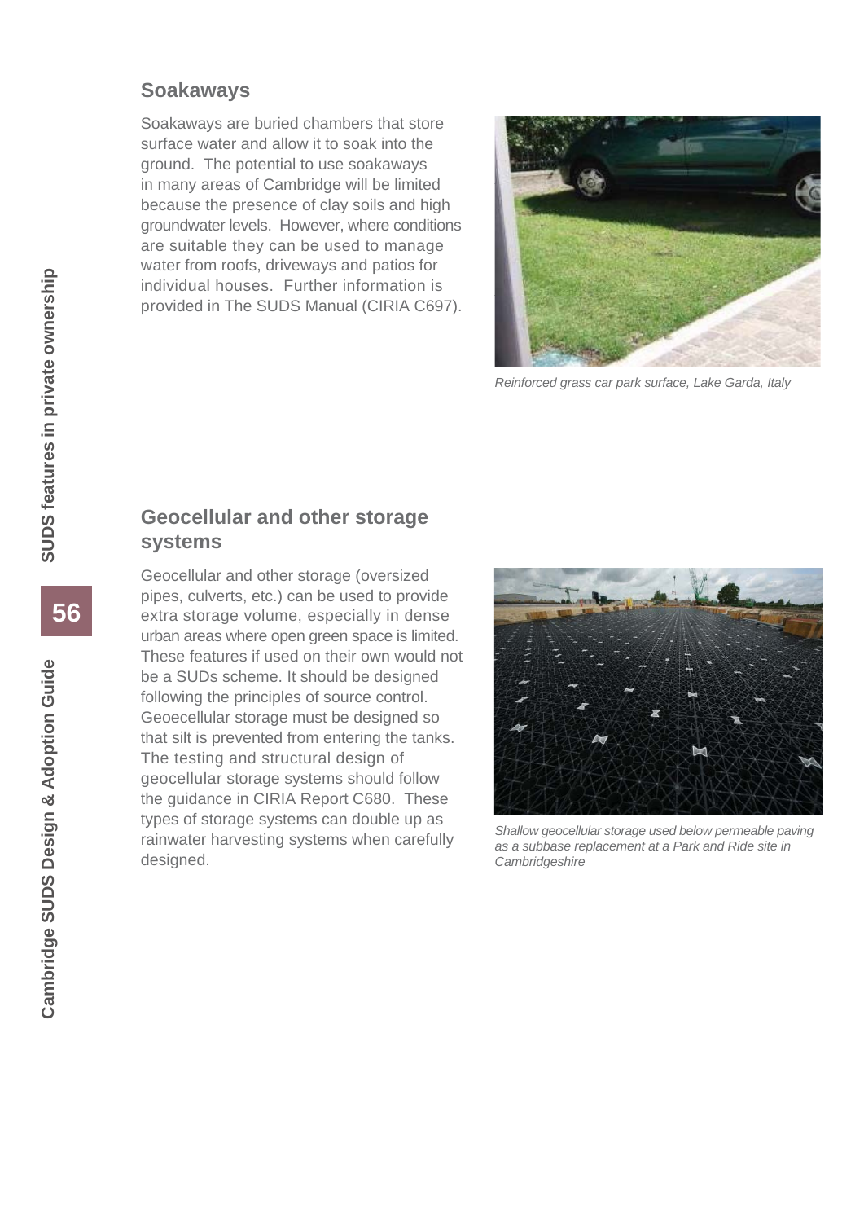## Soakaways

Soakaways are buried chambers that store surface water and allow it to soak into the ground. The potential to use soakaways in many areas of Cambridge will be limited because the presence of clay soils and high groundwater levels. However, where conditions are suitable they can be used to manage water from roofs, driveways and patios for individual houses. Further information is provided in The SUDS Manual (CIRIA C697).

*Reinforced grass car park surface, Lake Garda, Italy*

## Geocellular and other storage systems

Geocellular and other storage (oversized pipes, culverts, etc.) can be used to provide extra storage volume, especially in dense urban areas where open green space is limited. These features if used on their own would not be a SUDs scheme. It should be designed following the principles of source control. Geoecellular storage must be designed so that silt is prevented from entering the tanks. The testing and structural design of geocellular storage systems should follow the guidance in CIRIA Report C680. These types of storage systems can double up as rainwater harvesting systems when carefully designed.

*Shallow geocellular storage used below permeable paving as a subbase replacement at a Park and Ride site in Cambridgeshire*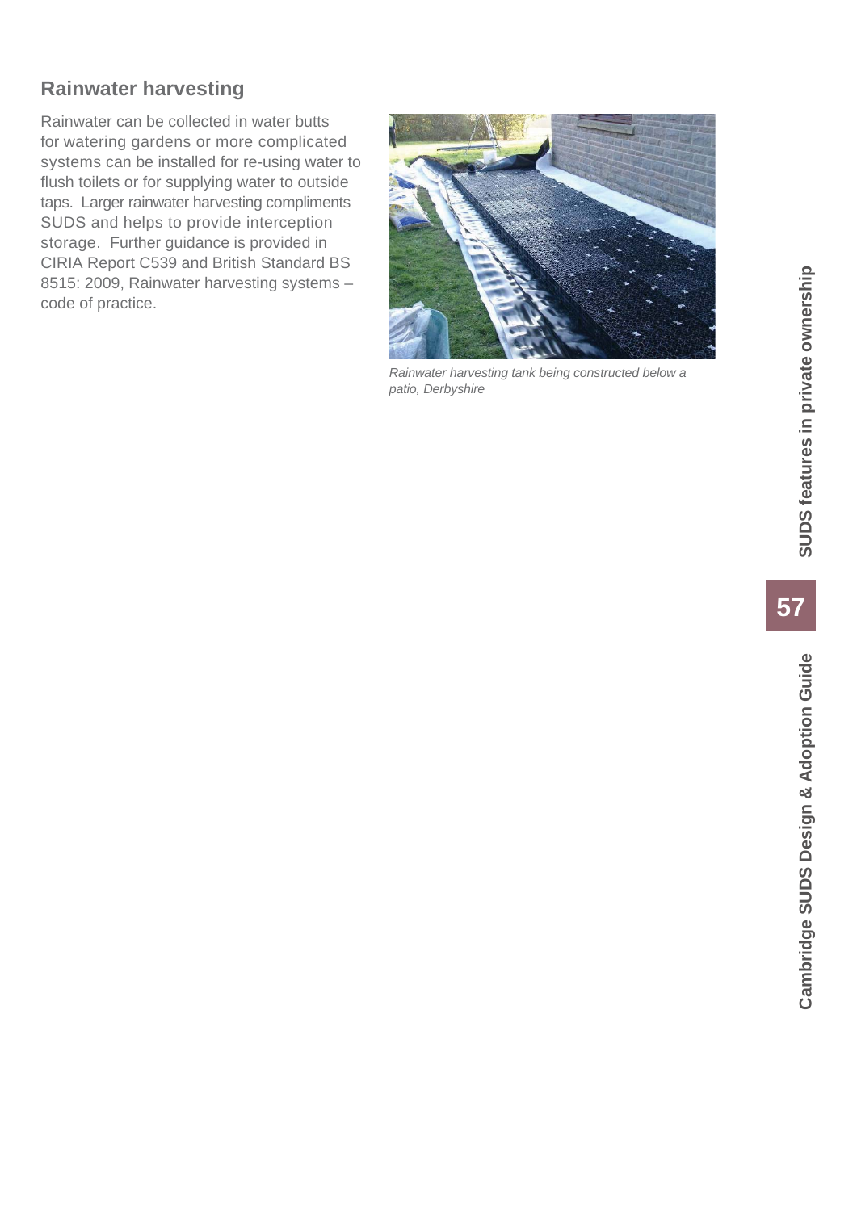## Rainwater harvesting

Rainwater can be collected in water butts for watering gardens or more complicated systems can be installed for re-using water to flush toilets or for supplying water to outside taps. Larger rainwater harvesting compliments SUDS and helps to provide interception storage. Further guidance is provided in CIRIA Report C539 and British Standard BS 8515: 2009, Rainwater harvesting systems – code of practice.

*Rainwater harvesting tank being constructed below a patio, Derbyshire*